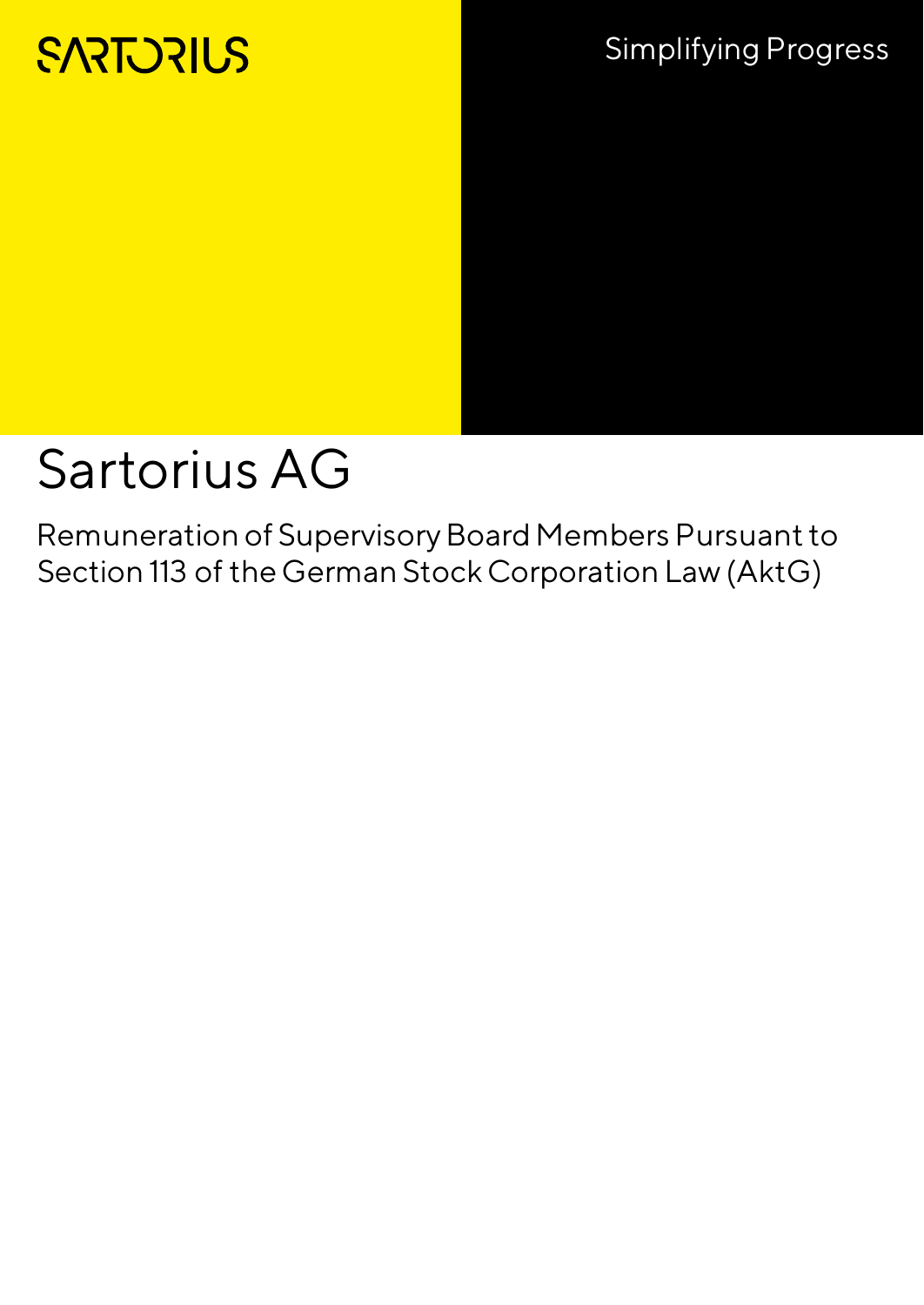SARTORIUS

Simplifying Progress

# Sartorius AG

Remuneration of Supervisory Board Members Pursuant to Section 113 of the German Stock Corporation Law (AktG)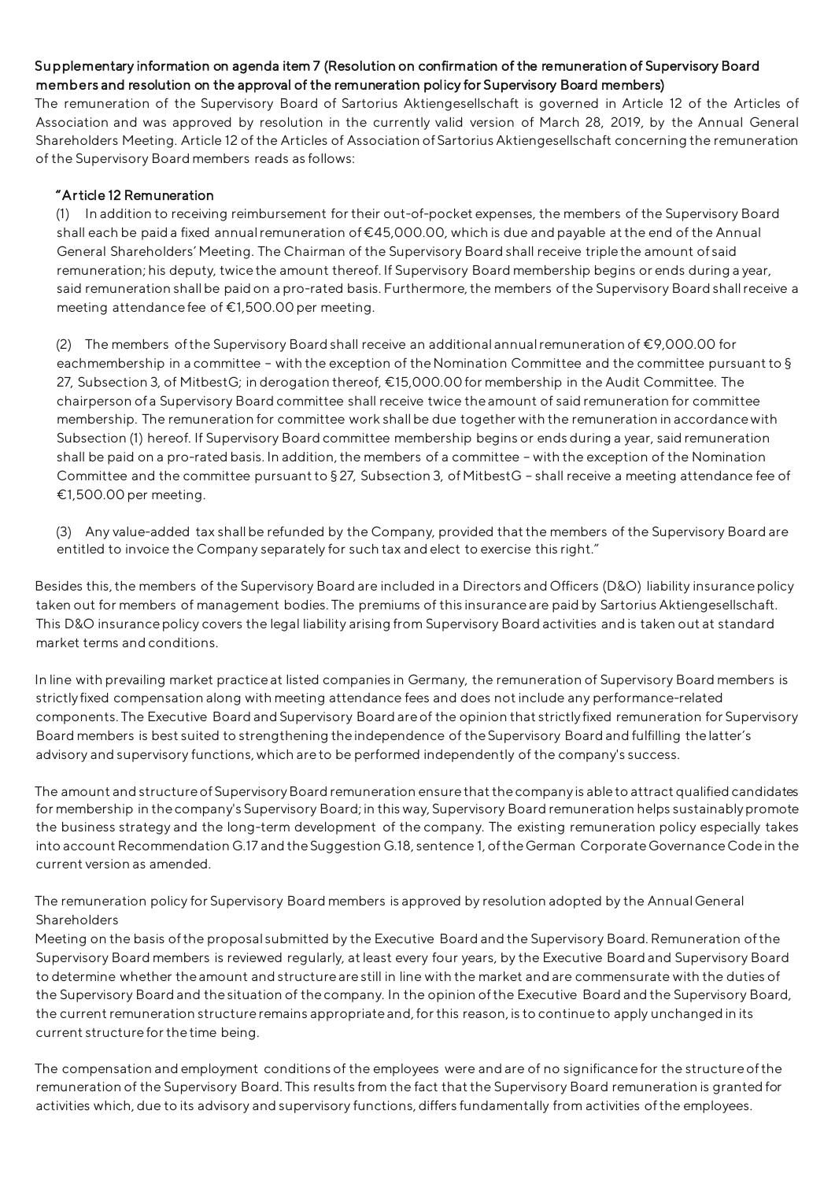**Supplementary information on agenda item 7 (Resolution on confirmation of the remuneration of Supervisory Board members and resolution on the approval of the remuneration policy for Supervisory Board members)**

The remuneration of the Supervisory Board of Sartorius Aktiengesellschaft is governed in Article 12 of the Articles of Association and was approved by resolution in the currently valid version of March 28, 2019, by the Annual General Shareholders Meeting. Article 12 of the Articles of Association of Sartorius Aktiengesellschaft concerning the remuneration of the Supervisory Board members reads as follows:

> **"Article 12 Remuneration**
>
> (1) In addition to receiving reimbursement for their out-of-pocket expenses, the members of the Supervisory Board shall each be paid a fixed annual remuneration of €45,000.00, which is due and payable at the end of the Annual General Shareholders' Meeting. The Chairman of the Supervisory Board shall receive triple the amount of said remuneration; his deputy, twice the amount thereof. If Supervisory Board membership begins or ends during a year, said remuneration shall be paid on a pro-rated basis. Furthermore, the members of the Supervisory Board shall receive a meeting attendance fee of €1,500.00 per meeting.
>
> (2) The members of the Supervisory Board shall receive an additional annual remuneration of €9,000.00 for eachmembership in a committee – with the exception of the Nomination Committee and the committee pursuant to § 27, Subsection 3, of MitbestG; in derogation thereof, €15,000.00 for membership in the Audit Committee. The chairperson of a Supervisory Board committee shall receive twice the amount of said remuneration for committee membership. The remuneration for committee work shall be due together with the remuneration in accordance with Subsection (1) hereof. If Supervisory Board committee membership begins or ends during a year, said remuneration shall be paid on a pro-rated basis. In addition, the members of a committee – with the exception of the Nomination Committee and the committee pursuant to § 27, Subsection 3, of MitbestG – shall receive a meeting attendance fee of €1,500.00 per meeting.
>
> (3) Any value-added tax shall be refunded by the Company, provided that the members of the Supervisory Board are entitled to invoice the Company separately for such tax and elect to exercise this right."

Besides this, the members of the Supervisory Board are included in a Directors and Officers (D&O) liability insurance policy taken out for members of management bodies. The premiums of this insurance are paid by Sartorius Aktiengesellschaft. This D&O insurance policy covers the legal liability arising from Supervisory Board activities and is taken out at standard market terms and conditions.

In line with prevailing market practice at listed companies in Germany, the remuneration of Supervisory Board members is strictly fixed compensation along with meeting attendance fees and does not include any performance-related components. The Executive Board and Supervisory Board are of the opinion that strictly fixed remuneration for Supervisory Board members is best suited to strengthening the independence of the Supervisory Board and fulfilling the latter's advisory and supervisory functions, which are to be performed independently of the company's success.

The amount and structure of Supervisory Board remuneration ensure that the company is able to attract qualified candidates for membership in the company's Supervisory Board; in this way, Supervisory Board remuneration helps sustainably promote the business strategy and the long-term development of the company. The existing remuneration policy especially takes into account Recommendation G.17 and the Suggestion G.18, sentence 1, of the German Corporate Governance Code in the current version as amended.

The remuneration policy for Supervisory Board members is approved by resolution adopted by the Annual General Shareholders Meeting on the basis of the proposal submitted by the Executive Board and the Supervisory Board. Remuneration of the Supervisory Board members is reviewed regularly, at least every four years, by the Executive Board and Supervisory Board to determine whether the amount and structure are still in line with the market and are commensurate with the duties of the Supervisory Board and the situation of the company. In the opinion of the Executive Board and the Supervisory Board, the current remuneration structure remains appropriate and, for this reason, is to continue to apply unchanged in its current structure for the time being.

The compensation and employment conditions of the employees were and are of no significance for the structure of the remuneration of the Supervisory Board. This results from the fact that the Supervisory Board remuneration is granted for activities which, due to its advisory and supervisory functions, differs fundamentally from activities of the employees.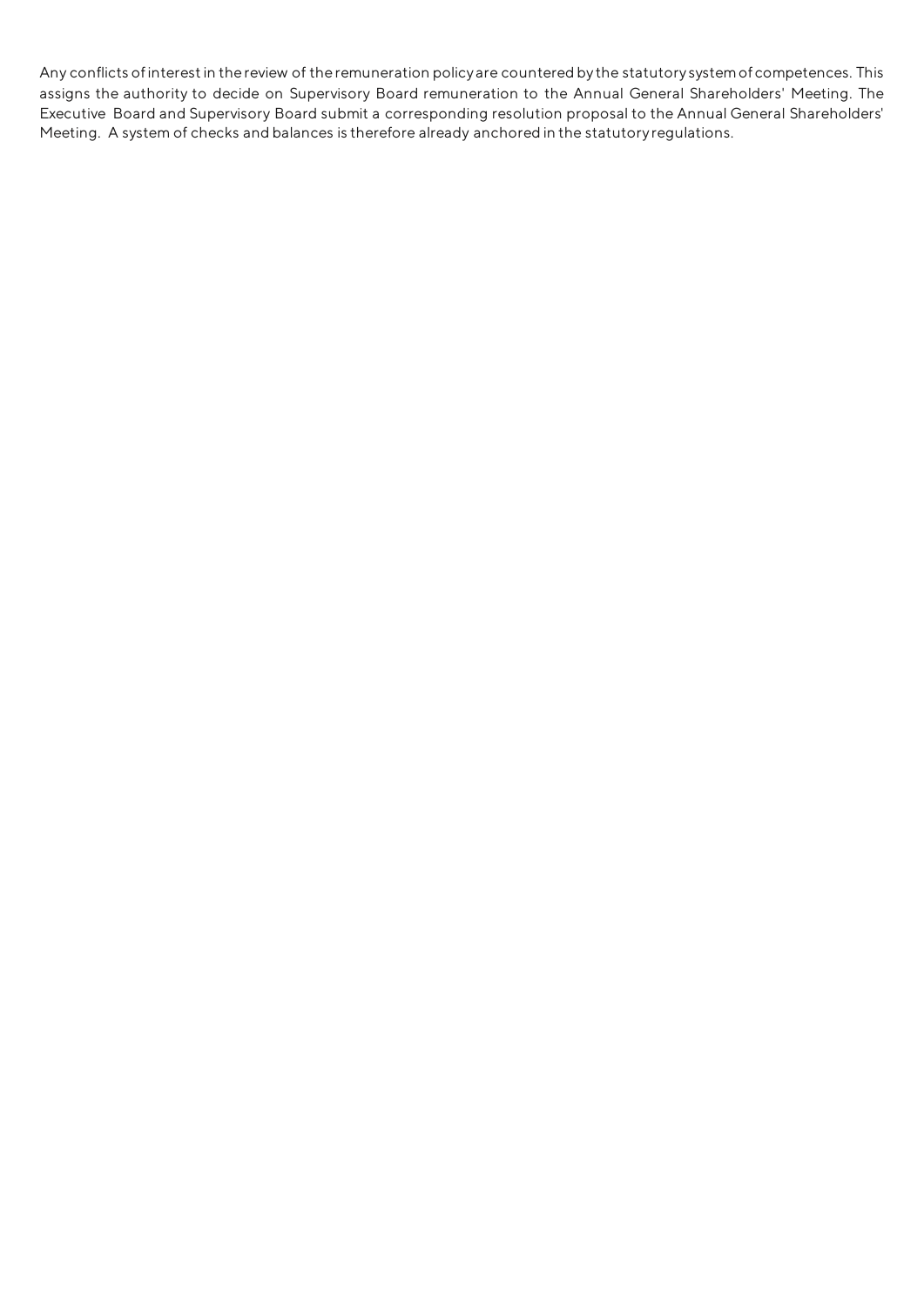Any conflicts of interest in the review of the remuneration policy are countered by the statutory system of competences. This assigns the authority to decide on Supervisory Board remuneration to the Annual General Shareholders' Meeting. The Executive Board and Supervisory Board submit a corresponding resolution proposal to the Annual General Shareholders' Meeting. A system of checks and balances is therefore already anchored in the statutory regulations.